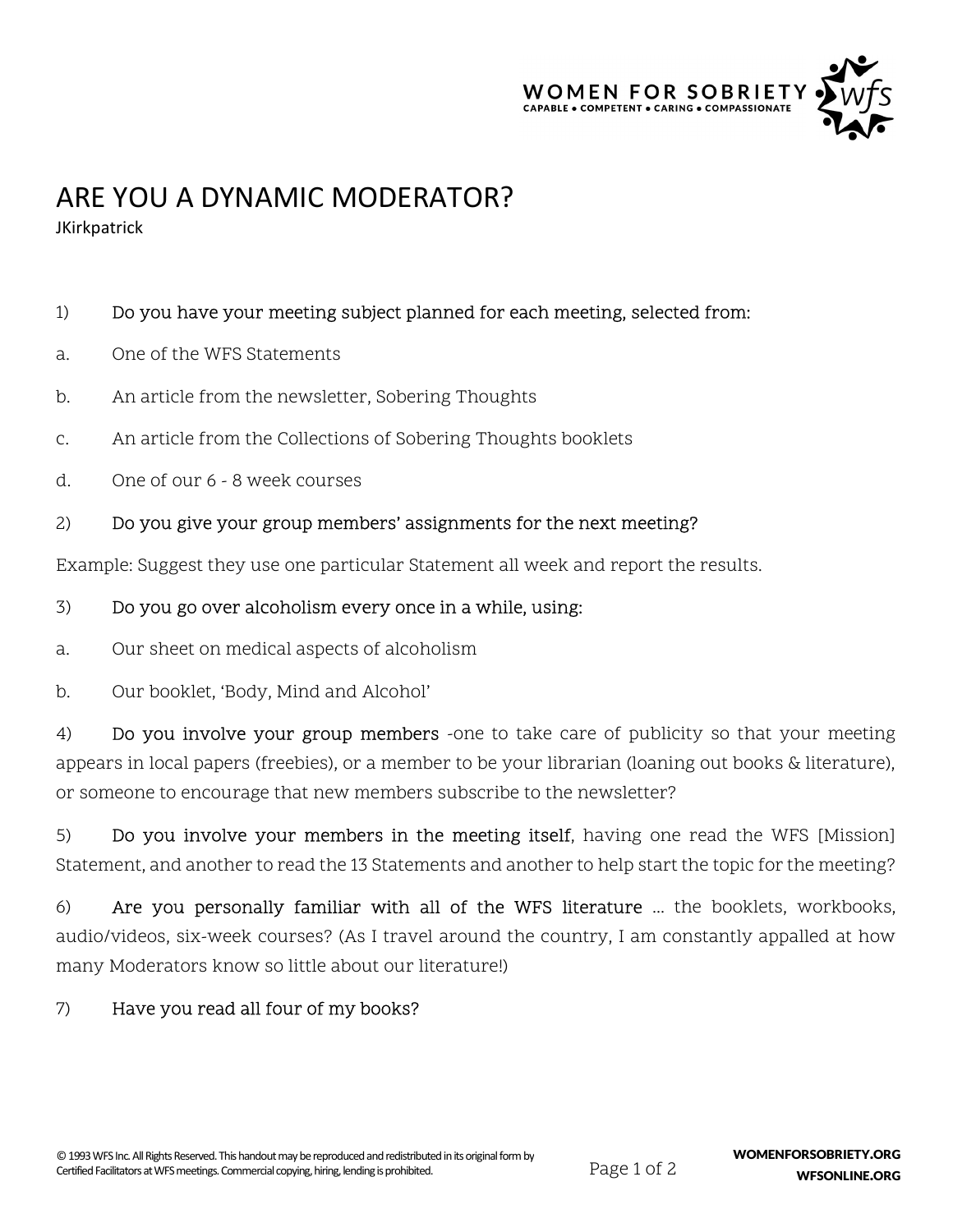# ARE YOU A DYNAMIC MODERATOR?

JKirkpatrick

1) **Do you have your meeting subject planned for each meeting, selected from:**

a. One of the WFS Statements

b. An article from the newsletter, Sobering Thoughts

c. An article from the Collections of Sobering Thoughts booklets

d. One of our 6 - 8 week courses

2) **Do you give your group members' assignments for the next meeting?**

Example: Suggest they use one particular Statement all week and report the results.

3) **Do you go over alcoholism every once in a while, using:**

a. Our sheet on medical aspects of alcoholism

b. Our booklet, 'Body, Mind and Alcohol'

4) **Do you involve your group members** -one to take care of publicity so that your meeting appears in local papers (freebies), or a member to be your librarian (loaning out books & literature), or someone to encourage that new members subscribe to the newsletter?

5) **Do you involve your members in the meeting itself**, having one read the WFS [Mission] Statement, and another to read the 13 Statements and another to help start the topic for the meeting?

6) **Are you personally familiar with all of the WFS literature** … the booklets, workbooks, audio/videos, six-week courses? (As I travel around the country, I am constantly appalled at how many Moderators know so little about our literature!)

7) **Have you read all four of my books?**

© 1993 WFS Inc. All Rights Reserved. This handout may be reproduced and redistributed in its original form by Certified Facilitators at WFS meetings. Commercial copying, hiring, lending is prohibited.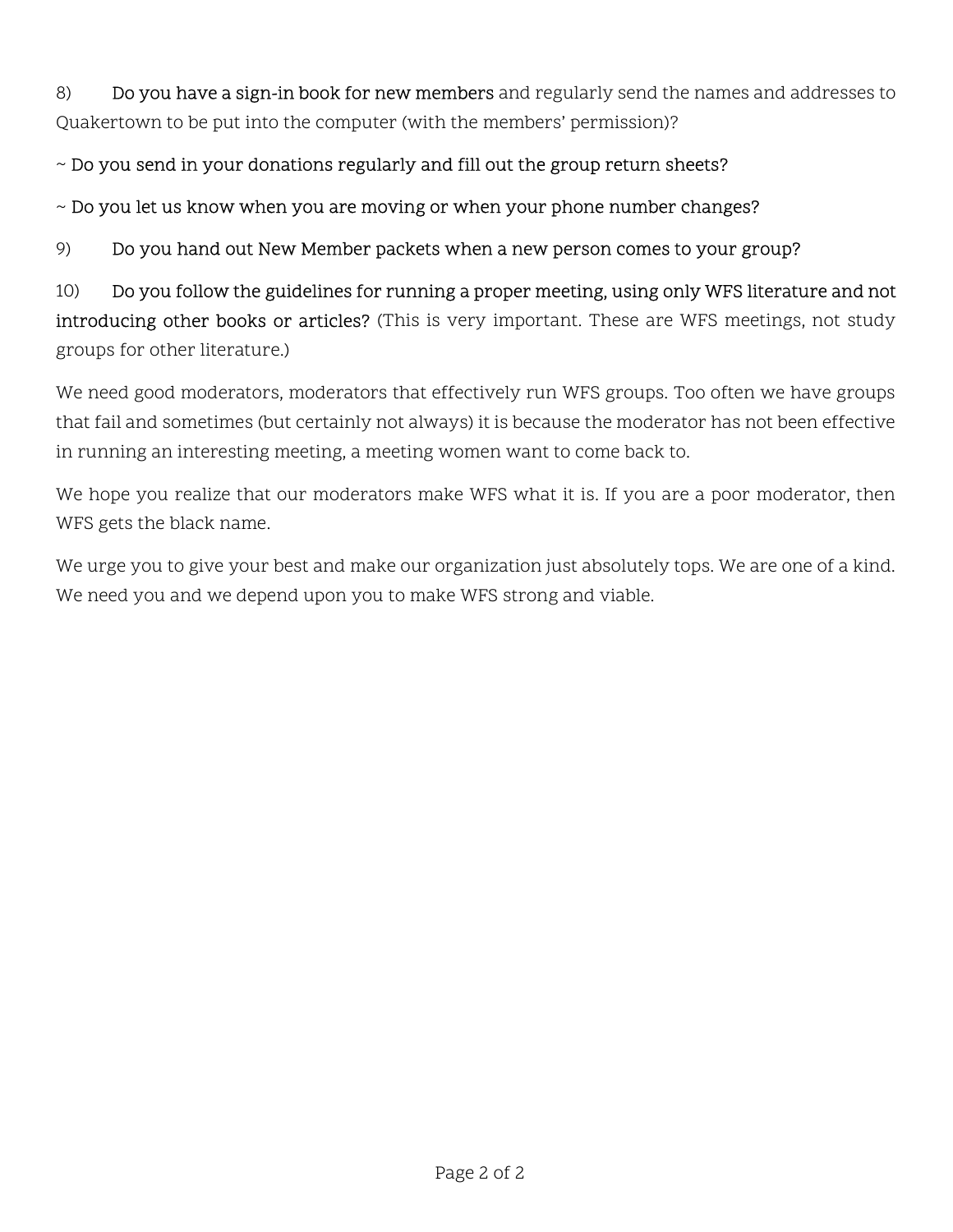8) **Do you have a sign-in book for new members** and regularly send the names and addresses to Quakertown to be put into the computer (with the members' permission)?

~ **Do you send in your donations regularly and fill out the group return sheets?**

~ **Do you let us know when you are moving or when your phone number changes?**

9) **Do you hand out New Member packets when a new person comes to your group?**

10) **Do you follow the guidelines for running a proper meeting, using only WFS literature and not introducing other books or articles?** (This is very important. These are WFS meetings, not study groups for other literature.)

We need good moderators, moderators that effectively run WFS groups. Too often we have groups that fail and sometimes (but certainly not always) it is because the moderator has not been effective in running an interesting meeting, a meeting women want to come back to.

We hope you realize that our moderators make WFS what it is. If you are a poor moderator, then WFS gets the black name.

We urge you to give your best and make our organization just absolutely tops. We are one of a kind. We need you and we depend upon you to make WFS strong and viable.